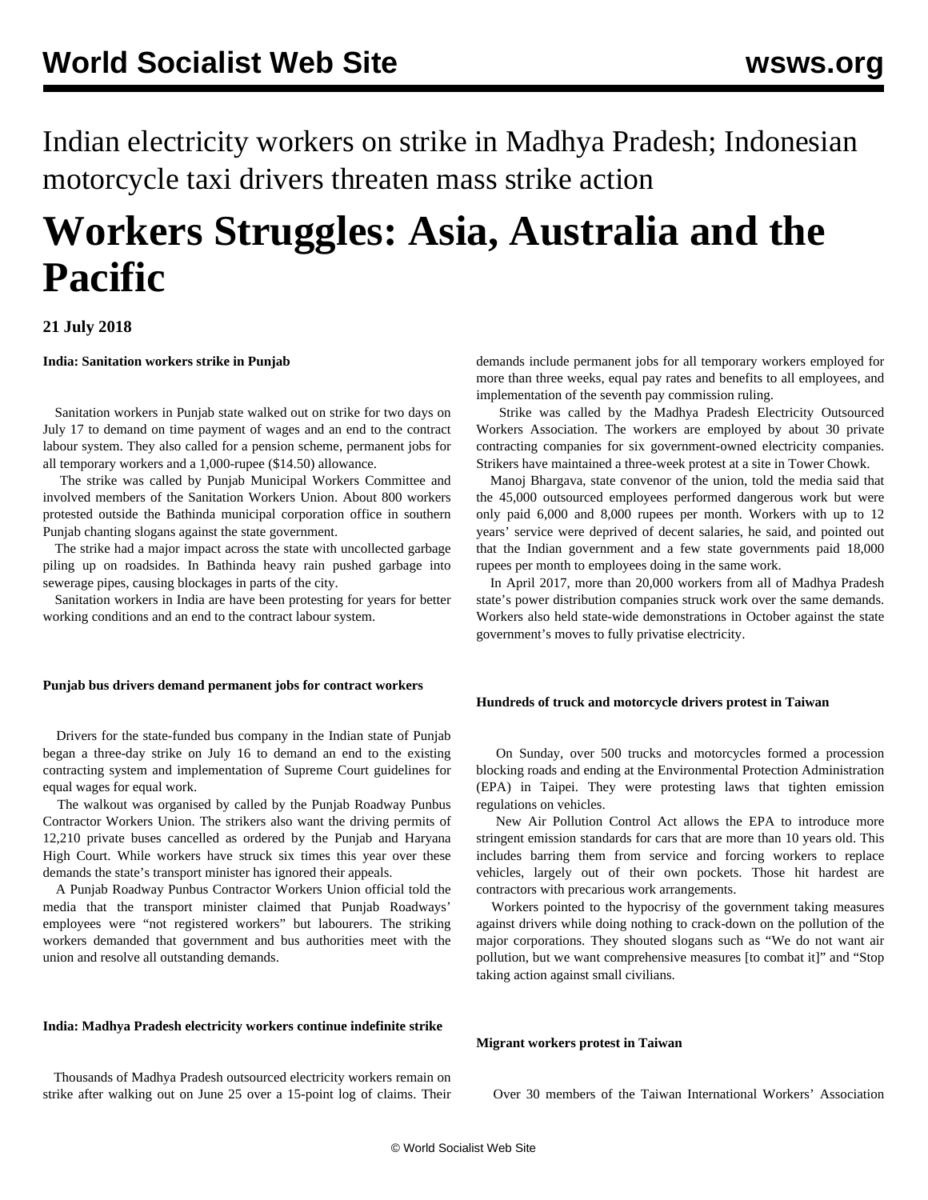Indian electricity workers on strike in Madhya Pradesh; Indonesian motorcycle taxi drivers threaten mass strike action

# Workers Struggles: Asia, Australia and the Pacific

**21 July 2018**

**India: Sanitation workers strike in Punjab**

Sanitation workers in Punjab state walked out on strike for two days on July 17 to demand on time payment of wages and an end to the contract labour system. They also called for a pension scheme, permanent jobs for all temporary workers and a 1,000-rupee ($14.50) allowance.

The strike was called by Punjab Municipal Workers Committee and involved members of the Sanitation Workers Union. About 800 workers protested outside the Bathinda municipal corporation office in southern Punjab chanting slogans against the state government.

The strike had a major impact across the state with uncollected garbage piling up on roadsides. In Bathinda heavy rain pushed garbage into sewerage pipes, causing blockages in parts of the city.

Sanitation workers in India are have been protesting for years for better working conditions and an end to the contract labour system.

**Punjab bus drivers demand permanent jobs for contract workers**

Drivers for the state-funded bus company in the Indian state of Punjab began a three-day strike on July 16 to demand an end to the existing contracting system and implementation of Supreme Court guidelines for equal wages for equal work.

The walkout was organised by called by the Punjab Roadway Punbus Contractor Workers Union. The strikers also want the driving permits of 12,210 private buses cancelled as ordered by the Punjab and Haryana High Court. While workers have struck six times this year over these demands the state's transport minister has ignored their appeals.

A Punjab Roadway Punbus Contractor Workers Union official told the media that the transport minister claimed that Punjab Roadways' employees were "not registered workers" but labourers. The striking workers demanded that government and bus authorities meet with the union and resolve all outstanding demands.

**India: Madhya Pradesh electricity workers continue indefinite strike**

Thousands of Madhya Pradesh outsourced electricity workers remain on strike after walking out on June 25 over a 15-point log of claims. Their demands include permanent jobs for all temporary workers employed for more than three weeks, equal pay rates and benefits to all employees, and implementation of the seventh pay commission ruling.

Strike was called by the Madhya Pradesh Electricity Outsourced Workers Association. The workers are employed by about 30 private contracting companies for six government-owned electricity companies. Strikers have maintained a three-week protest at a site in Tower Chowk.

Manoj Bhargava, state convenor of the union, told the media said that the 45,000 outsourced employees performed dangerous work but were only paid 6,000 and 8,000 rupees per month. Workers with up to 12 years' service were deprived of decent salaries, he said, and pointed out that the Indian government and a few state governments paid 18,000 rupees per month to employees doing in the same work.

In April 2017, more than 20,000 workers from all of Madhya Pradesh state's power distribution companies struck work over the same demands. Workers also held state-wide demonstrations in October against the state government's moves to fully privatise electricity.

**Hundreds of truck and motorcycle drivers protest in Taiwan**

On Sunday, over 500 trucks and motorcycles formed a procession blocking roads and ending at the Environmental Protection Administration (EPA) in Taipei. They were protesting laws that tighten emission regulations on vehicles.

New Air Pollution Control Act allows the EPA to introduce more stringent emission standards for cars that are more than 10 years old. This includes barring them from service and forcing workers to replace vehicles, largely out of their own pockets. Those hit hardest are contractors with precarious work arrangements.

Workers pointed to the hypocrisy of the government taking measures against drivers while doing nothing to crack-down on the pollution of the major corporations. They shouted slogans such as "We do not want air pollution, but we want comprehensive measures [to combat it]" and "Stop taking action against small civilians.

**Migrant workers protest in Taiwan**

Over 30 members of the Taiwan International Workers' Association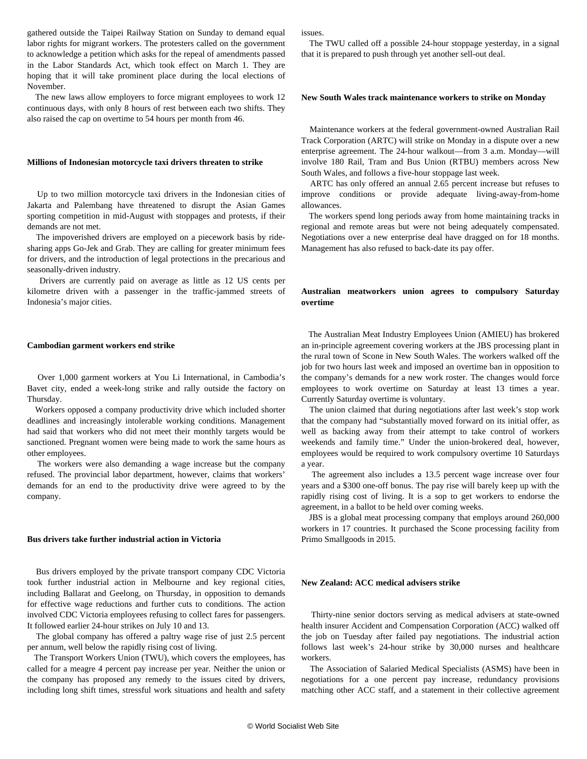gathered outside the Taipei Railway Station on Sunday to demand equal labor rights for migrant workers. The protesters called on the government to acknowledge a petition which asks for the repeal of amendments passed in the Labor Standards Act, which took effect on March 1. They are hoping that it will take prominent place during the local elections of November.

The new laws allow employers to force migrant employees to work 12 continuous days, with only 8 hours of rest between each two shifts. They also raised the cap on overtime to 54 hours per month from 46.

**Millions of Indonesian motorcycle taxi drivers threaten to strike**

Up to two million motorcycle taxi drivers in the Indonesian cities of Jakarta and Palembang have threatened to disrupt the Asian Games sporting competition in mid-August with stoppages and protests, if their demands are not met.

The impoverished drivers are employed on a piecework basis by ride-sharing apps Go-Jek and Grab. They are calling for greater minimum fees for drivers, and the introduction of legal protections in the precarious and seasonally-driven industry.

Drivers are currently paid on average as little as 12 US cents per kilometre driven with a passenger in the traffic-jammed streets of Indonesia's major cities.

**Cambodian garment workers end strike**

Over 1,000 garment workers at You Li International, in Cambodia's Bavet city, ended a week-long strike and rally outside the factory on Thursday.

Workers opposed a company productivity drive which included shorter deadlines and increasingly intolerable working conditions. Management had said that workers who did not meet their monthly targets would be sanctioned. Pregnant women were being made to work the same hours as other employees.

The workers were also demanding a wage increase but the company refused. The provincial labor department, however, claims that workers' demands for an end to the productivity drive were agreed to by the company.

**Bus drivers take further industrial action in Victoria**

Bus drivers employed by the private transport company CDC Victoria took further industrial action in Melbourne and key regional cities, including Ballarat and Geelong, on Thursday, in opposition to demands for effective wage reductions and further cuts to conditions. The action involved CDC Victoria employees refusing to collect fares for passengers. It followed earlier 24-hour strikes on July 10 and 13.

The global company has offered a paltry wage rise of just 2.5 percent per annum, well below the rapidly rising cost of living.

The Transport Workers Union (TWU), which covers the employees, has called for a meagre 4 percent pay increase per year. Neither the union or the company has proposed any remedy to the issues cited by drivers, including long shift times, stressful work situations and health and safety issues.

The TWU called off a possible 24-hour stoppage yesterday, in a signal that it is prepared to push through yet another sell-out deal.

**New South Wales track maintenance workers to strike on Monday**

Maintenance workers at the federal government-owned Australian Rail Track Corporation (ARTC) will strike on Monday in a dispute over a new enterprise agreement. The 24-hour walkout—from 3 a.m. Monday—will involve 180 Rail, Tram and Bus Union (RTBU) members across New South Wales, and follows a five-hour stoppage last week.

ARTC has only offered an annual 2.65 percent increase but refuses to improve conditions or provide adequate living-away-from-home allowances.

The workers spend long periods away from home maintaining tracks in regional and remote areas but were not being adequately compensated. Negotiations over a new enterprise deal have dragged on for 18 months. Management has also refused to back-date its pay offer.

**Australian meatworkers union agrees to compulsory Saturday overtime**

The Australian Meat Industry Employees Union (AMIEU) has brokered an in-principle agreement covering workers at the JBS processing plant in the rural town of Scone in New South Wales. The workers walked off the job for two hours last week and imposed an overtime ban in opposition to the company's demands for a new work roster. The changes would force employees to work overtime on Saturday at least 13 times a year. Currently Saturday overtime is voluntary.

The union claimed that during negotiations after last week's stop work that the company had "substantially moved forward on its initial offer, as well as backing away from their attempt to take control of workers weekends and family time." Under the union-brokered deal, however, employees would be required to work compulsory overtime 10 Saturdays a year.

The agreement also includes a 13.5 percent wage increase over four years and a $300 one-off bonus. The pay rise will barely keep up with the rapidly rising cost of living. It is a sop to get workers to endorse the agreement, in a ballot to be held over coming weeks.

JBS is a global meat processing company that employs around 260,000 workers in 17 countries. It purchased the Scone processing facility from Primo Smallgoods in 2015.

**New Zealand: ACC medical advisers strike**

Thirty-nine senior doctors serving as medical advisers at state-owned health insurer Accident and Compensation Corporation (ACC) walked off the job on Tuesday after failed pay negotiations. The industrial action follows last week's 24-hour strike by 30,000 nurses and healthcare workers.

The Association of Salaried Medical Specialists (ASMS) have been in negotiations for a one percent pay increase, redundancy provisions matching other ACC staff, and a statement in their collective agreement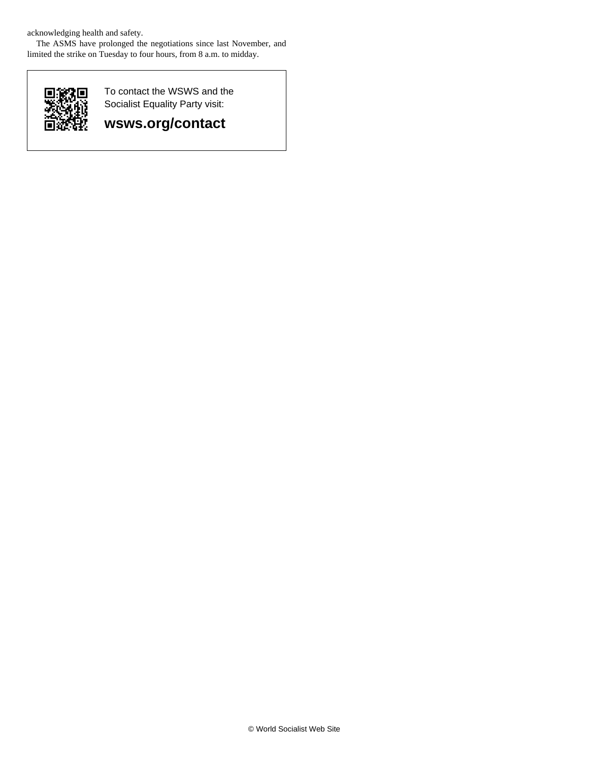acknowledging health and safety.

The ASMS have prolonged the negotiations since last November, and limited the strike on Tuesday to four hours, from 8 a.m. to midday.

To contact the WSWS and the Socialist Equality Party visit:

**wsws.org/contact**